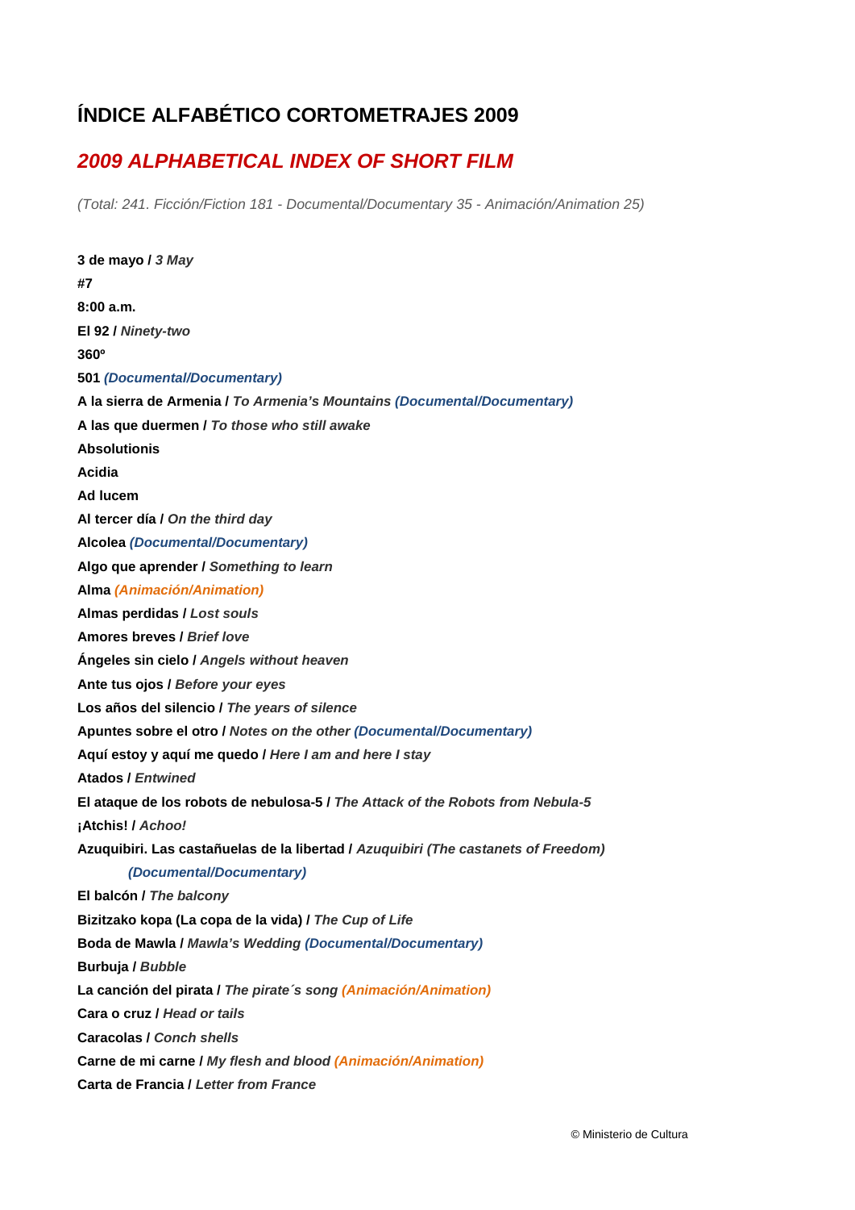# ÍNDICE ALFABÉTICO CORTOMETRAJES 2009

## *2009 ALPHABETICAL INDEX OF SHORT FILM*

*(Total: 241. Ficción/Fiction 181 - Documental/Documentary 35 - Animación/Animation 25)*

**3 de mayo /** ***3 May***

**#7**

**8:00 a.m.**

**El 92 /** ***Ninety-two***

**360º**

**501** ***(Documental/Documentary)***

**A la sierra de Armenia /** ***To Armenia's Mountains*** ***(Documental/Documentary)***

**A las que duermen /** ***To those who still awake***

**Absolutionis**

**Acidia**

**Ad lucem**

**Al tercer día /** ***On the third day***

**Alcolea** ***(Documental/Documentary)***

**Algo que aprender /** ***Something to learn***

**Alma** ***(Animación/Animation)***

**Almas perdidas /** ***Lost souls***

**Amores breves /** ***Brief love***

**Ángeles sin cielo /** ***Angels without heaven***

**Ante tus ojos /** ***Before your eyes***

**Los años del silencio /** ***The years of silence***

**Apuntes sobre el otro /** ***Notes on the other*** ***(Documental/Documentary)***

**Aquí estoy y aquí me quedo /** ***Here I am and here I stay***

**Atados /** ***Entwined***

**El ataque de los robots de nebulosa-5 /** ***The Attack of the Robots from Nebula-5***

**¡Atchis! /** ***Achoo!***

**Azuquibiri. Las castañuelas de la libertad /** ***Azuquibiri (The castanets of Freedom)*** ***(Documental/Documentary)***

**El balcón /** ***The balcony***

**Bizitzako kopa (La copa de la vida) /** ***The Cup of Life***

**Boda de Mawla /** ***Mawla's Wedding*** ***(Documental/Documentary)***

**Burbuja /** ***Bubble***

**La canción del pirata /** ***The pirate´s song*** ***(Animación/Animation)***

**Cara o cruz /** ***Head or tails***

**Caracolas /** ***Conch shells***

**Carne de mi carne /** ***My flesh and blood*** ***(Animación/Animation)***

**Carta de Francia /** ***Letter from France***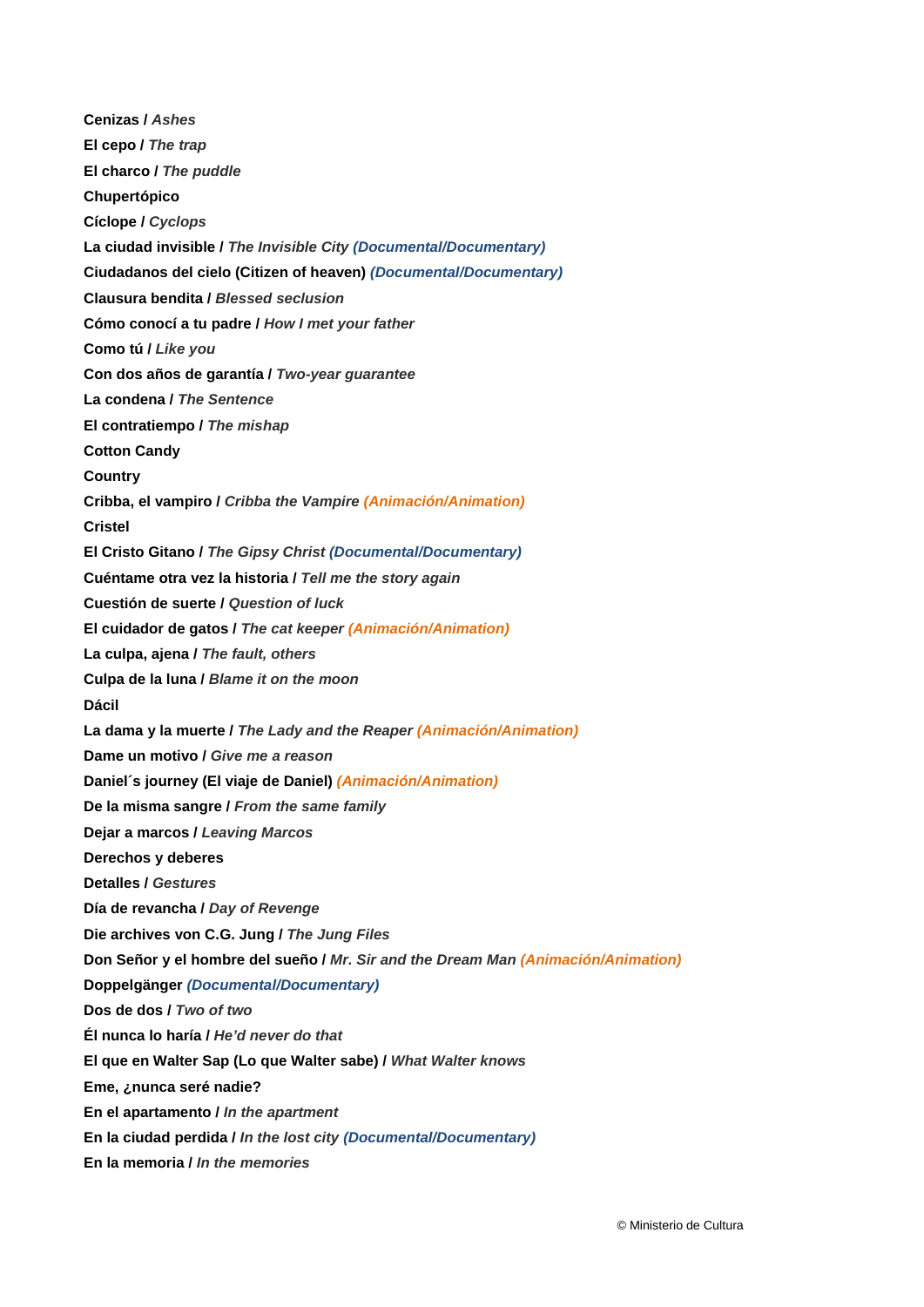**Cenizas /** *Ashes*

**El cepo /** *The trap*

**El charco /** *The puddle*

**Chupertópico**

**Cíclope /** *Cyclops*

**La ciudad invisible /** *The Invisible City* ***(Documental/Documentary)***

**Ciudadanos del cielo (Citizen of heaven)** ***(Documental/Documentary)***

**Clausura bendita /** *Blessed seclusion*

**Cómo conocí a tu padre /** *How I met your father*

**Como tú /** *Like you*

**Con dos años de garantía /** *Two-year guarantee*

**La condena /** *The Sentence*

**El contratiempo /** *The mishap*

**Cotton Candy**

**Country**

**Cribba, el vampiro /** *Cribba the Vampire* ***(Animación/Animation)***

**Cristel**

**El Cristo Gitano /** *The Gipsy Christ* ***(Documental/Documentary)***

**Cuéntame otra vez la historia /** *Tell me the story again*

**Cuestión de suerte /** *Question of luck*

**El cuidador de gatos /** *The cat keeper* ***(Animación/Animation)***

**La culpa, ajena /** *The fault, others*

**Culpa de la luna /** *Blame it on the moon*

**Dácil**

**La dama y la muerte /** *The Lady and the Reaper* ***(Animación/Animation)***

**Dame un motivo /** *Give me a reason*

**Daniel´s journey (El viaje de Daniel)** ***(Animación/Animation)***

**De la misma sangre /** *From the same family*

**Dejar a marcos /** *Leaving Marcos*

**Derechos y deberes**

**Detalles /** *Gestures*

**Día de revancha /** *Day of Revenge*

**Die archives von C.G. Jung /** *The Jung Files*

**Don Señor y el hombre del sueño /** *Mr. Sir and the Dream Man* ***(Animación/Animation)***

**Doppelgänger** ***(Documental/Documentary)***

**Dos de dos /** *Two of two*

**Él nunca lo haría /** *He'd never do that*

**El que en Walter Sap (Lo que Walter sabe) /** *What Walter knows*

**Eme, ¿nunca seré nadie?**

**En el apartamento /** *In the apartment*

**En la ciudad perdida /** *In the lost city* ***(Documental/Documentary)***

**En la memoria /** *In the memories*

© Ministerio de Cultura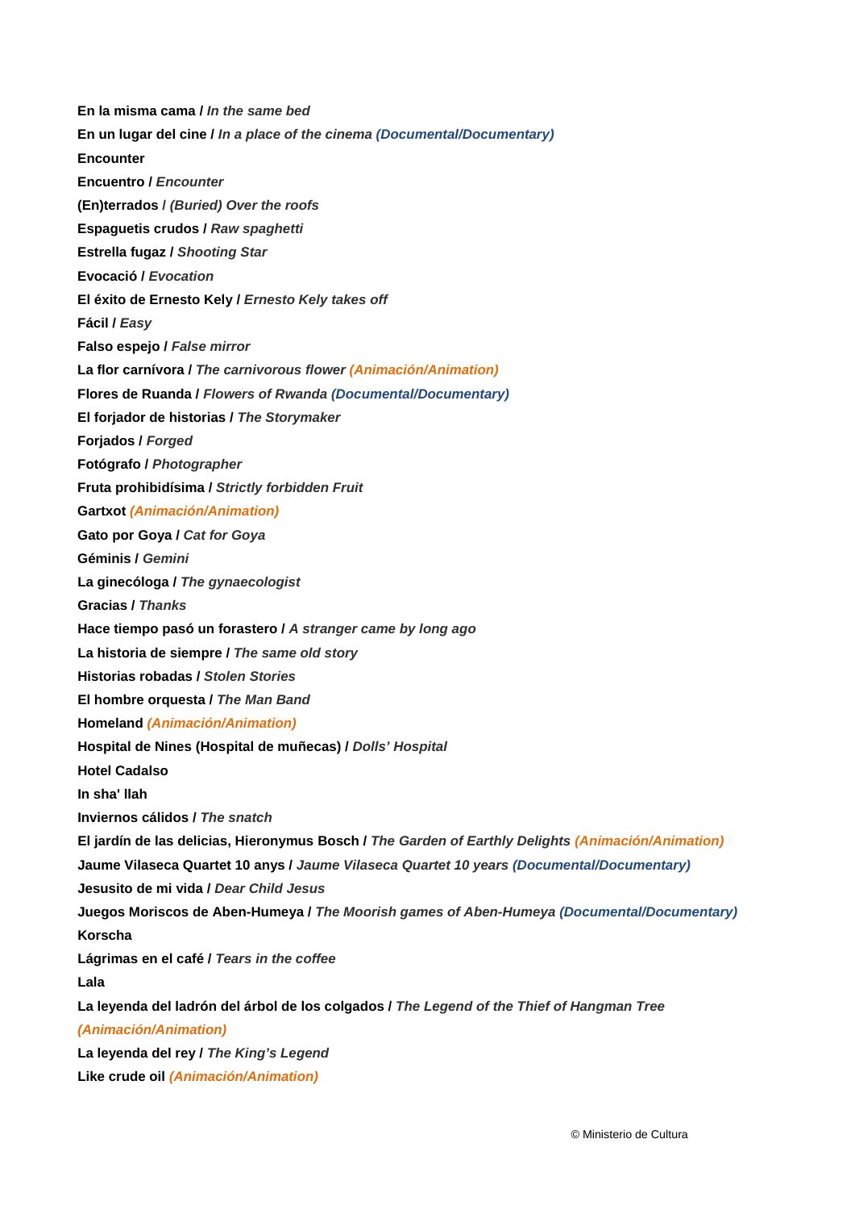**En la misma cama** / *In the same bed*

**En un lugar del cine** / *In a place of the cinema* ***(Documental/Documentary)***

**Encounter**

**Encuentro** / *Encounter*

**(En)terrados** / *(Buried) Over the roofs*

**Espaguetis crudos** / *Raw spaghetti*

**Estrella fugaz** / *Shooting Star*

**Evocació** / *Evocation*

**El éxito de Ernesto Kely** / *Ernesto Kely takes off*

**Fácil** / *Easy*

**Falso espejo** / *False mirror*

**La flor carnívora** / *The carnivorous flower* ***(Animación/Animation)***

**Flores de Ruanda** / *Flowers of Rwanda* ***(Documental/Documentary)***

**El forjador de historias** / *The Storymaker*

**Forjados** / *Forged*

**Fotógrafo** / *Photographer*

**Fruta prohibidísima** / *Strictly forbidden Fruit*

**Gartxot** ***(Animación/Animation)***

**Gato por Goya** / *Cat for Goya*

**Géminis** / *Gemini*

**La ginecóloga** / *The gynaecologist*

**Gracias** / *Thanks*

**Hace tiempo pasó un forastero** / *A stranger came by long ago*

**La historia de siempre** / *The same old story*

**Historias robadas** / *Stolen Stories*

**El hombre orquesta** / *The Man Band*

**Homeland** ***(Animación/Animation)***

**Hospital de Nines (Hospital de muñecas)** / *Dolls' Hospital*

**Hotel Cadalso**

**In sha' llah**

**Inviernos cálidos** / *The snatch*

**El jardín de las delicias, Hieronymus Bosch** / *The Garden of Earthly Delights* ***(Animación/Animation)***

**Jaume Vilaseca Quartet 10 anys** / *Jaume Vilaseca Quartet 10 years* ***(Documental/Documentary)***

**Jesusito de mi vida** / *Dear Child Jesus*

**Juegos Moriscos de Aben-Humeya** / *The Moorish games of Aben-Humeya* ***(Documental/Documentary)***

**Korscha**

**Lágrimas en el café** / *Tears in the coffee*

**Lala**

**La leyenda del ladrón del árbol de los colgados** / *The Legend of the Thief of Hangman Tree* ***(Animación/Animation)***

**La leyenda del rey** / *The King's Legend*

**Like crude oil** ***(Animación/Animation)***

© Ministerio de Cultura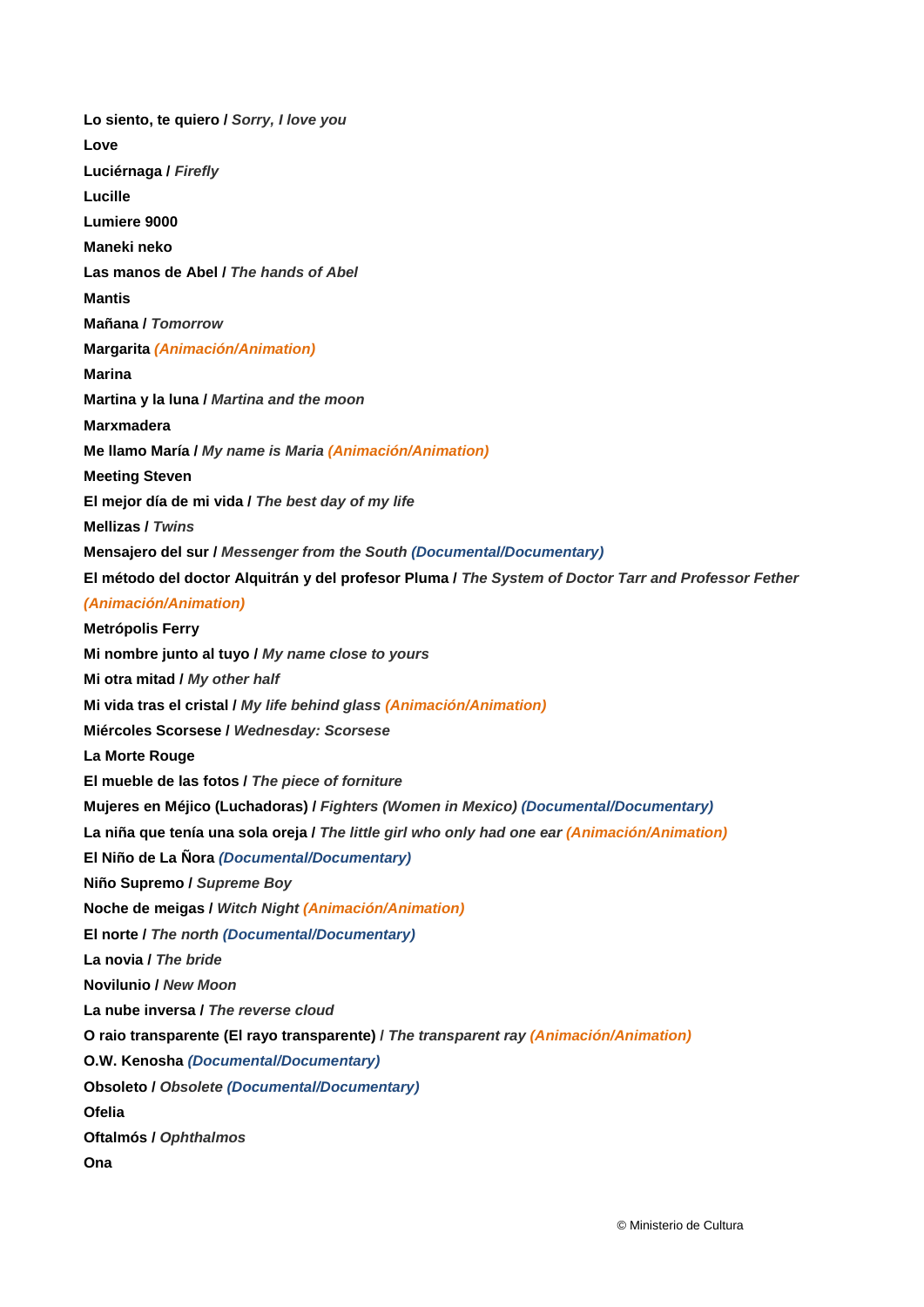**Lo siento, te quiero** / *Sorry, I love you*

**Love**

**Luciérnaga** / *Firefly*

**Lucille**

**Lumiere 9000**

**Maneki neko**

**Las manos de Abel** / *The hands of Abel*

**Mantis**

**Mañana** / *Tomorrow*

**Margarita** *(Animación/Animation)*

**Marina**

**Martina y la luna** / *Martina and the moon*

**Marxmadera**

**Me llamo María** / *My name is Maria* *(Animación/Animation)*

**Meeting Steven**

**El mejor día de mi vida** / *The best day of my life*

**Mellizas** / *Twins*

**Mensajero del sur** / *Messenger from the South* *(Documental/Documentary)*

**El método del doctor Alquitrán y del profesor Pluma** / *The System of Doctor Tarr and Professor Fether* *(Animación/Animation)*

**Metrópolis Ferry**

**Mi nombre junto al tuyo** / *My name close to yours*

**Mi otra mitad** / *My other half*

**Mi vida tras el cristal** / *My life behind glass* *(Animación/Animation)*

**Miércoles Scorsese** / *Wednesday: Scorsese*

**La Morte Rouge**

**El mueble de las fotos** / *The piece of forniture*

**Mujeres en Méjico (Luchadoras)** / *Fighters (Women in Mexico)* *(Documental/Documentary)*

**La niña que tenía una sola oreja** / *The little girl who only had one ear* *(Animación/Animation)*

**El Niño de La Ñora** *(Documental/Documentary)*

**Niño Supremo** / *Supreme Boy*

**Noche de meigas** / *Witch Night* *(Animación/Animation)*

**El norte** / *The north* *(Documental/Documentary)*

**La novia** / *The bride*

**Novilunio** / *New Moon*

**La nube inversa** / *The reverse cloud*

**O raio transparente (El rayo transparente)** / *The transparent ray* *(Animación/Animation)*

**O.W. Kenosha** *(Documental/Documentary)*

**Obsoleto** / *Obsolete* *(Documental/Documentary)*

**Ofelia**

**Oftalmós** / *Ophthalmos*

**Ona**

© Ministerio de Cultura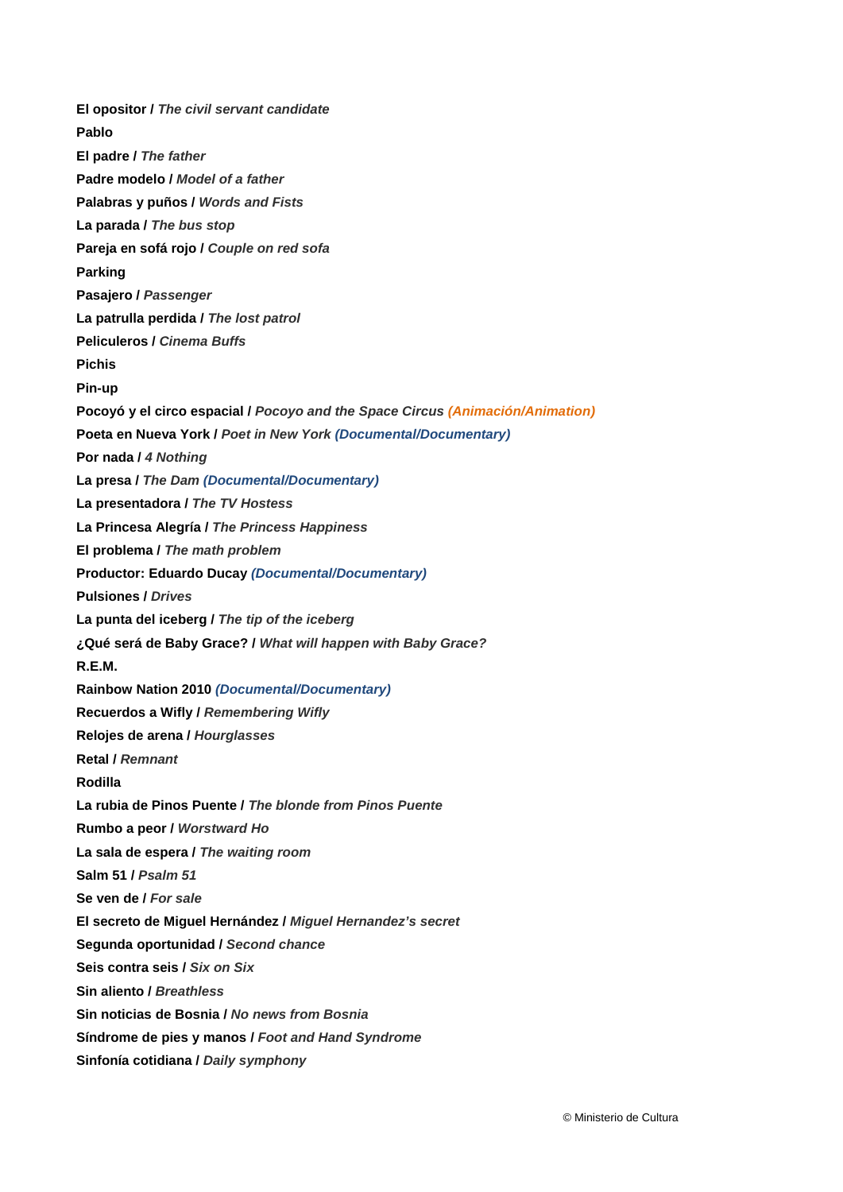**El opositor /** ***The civil servant candidate***

**Pablo**

**El padre /** ***The father***

**Padre modelo /** ***Model of a father***

**Palabras y puños /** ***Words and Fists***

**La parada /** ***The bus stop***

**Pareja en sofá rojo /** ***Couple on red sofa***

**Parking**

**Pasajero /** ***Passenger***

**La patrulla perdida /** ***The lost patrol***

**Peliculeros /** ***Cinema Buffs***

**Pichis**

**Pin-up**

**Pocoyó y el circo espacial /** ***Pocoyo and the Space Circus*** ***(Animación/Animation)***

**Poeta en Nueva York /** ***Poet in New York*** ***(Documental/Documentary)***

**Por nada /** ***4 Nothing***

**La presa /** ***The Dam*** ***(Documental/Documentary)***

**La presentadora /** ***The TV Hostess***

**La Princesa Alegría /** ***The Princess Happiness***

**El problema /** ***The math problem***

**Productor: Eduardo Ducay** ***(Documental/Documentary)***

**Pulsiones /** ***Drives***

**La punta del iceberg /** ***The tip of the iceberg***

**¿Qué será de Baby Grace? /** ***What will happen with Baby Grace?***

**R.E.M.**

**Rainbow Nation 2010** ***(Documental/Documentary)***

**Recuerdos a Wifly /** ***Remembering Wifly***

**Relojes de arena /** ***Hourglasses***

**Retal /** ***Remnant***

**Rodilla**

**La rubia de Pinos Puente /** ***The blonde from Pinos Puente***

**Rumbo a peor /** ***Worstward Ho***

**La sala de espera /** ***The waiting room***

**Salm 51 /** ***Psalm 51***

**Se ven de /** ***For sale***

**El secreto de Miguel Hernández /** ***Miguel Hernandez's secret***

**Segunda oportunidad /** ***Second chance***

**Seis contra seis /** ***Six on Six***

**Sin aliento /** ***Breathless***

**Sin noticias de Bosnia /** ***No news from Bosnia***

**Síndrome de pies y manos /** ***Foot and Hand Syndrome***

**Sinfonía cotidiana /** ***Daily symphony***

© Ministerio de Cultura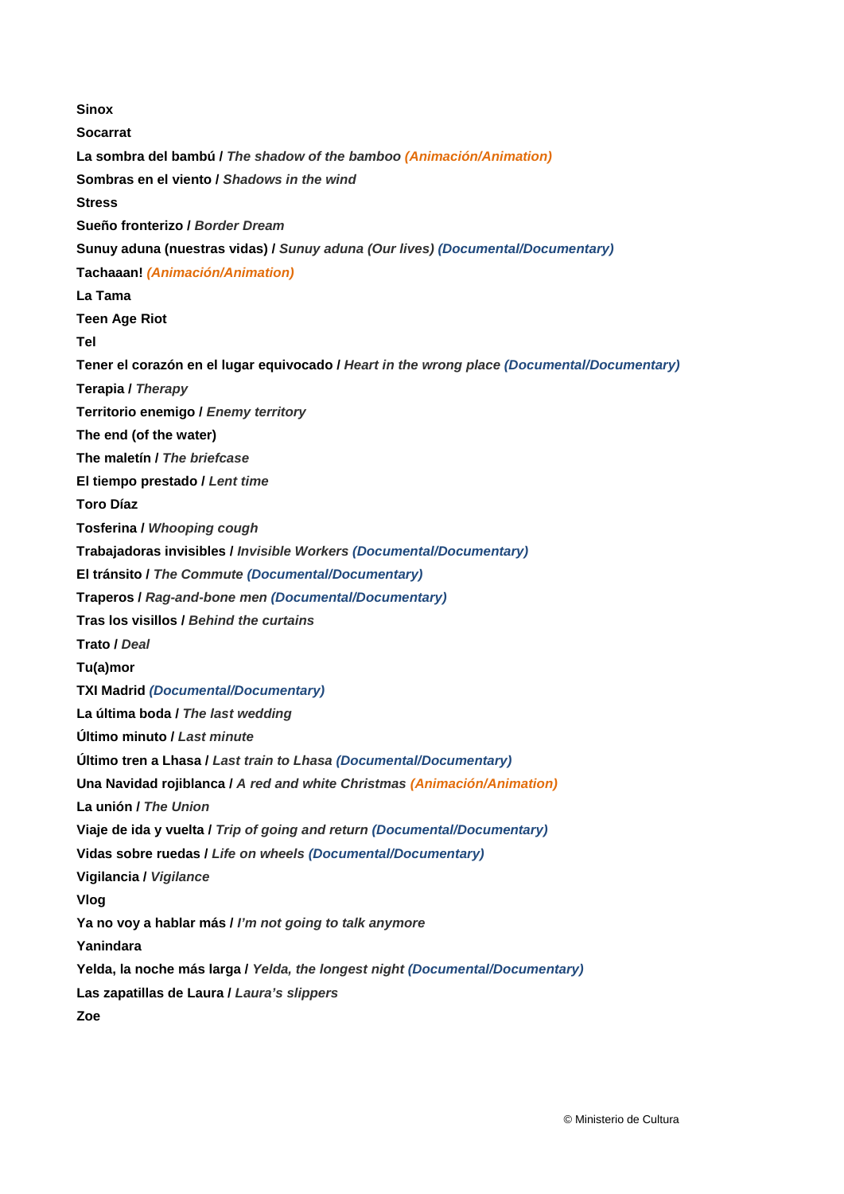**Sinox**

**Socarrat**

**La sombra del bambú /** ***The shadow of the bamboo*** ***(Animación/Animation)***

**Sombras en el viento /** ***Shadows in the wind***

**Stress**

**Sueño fronterizo /** ***Border Dream***

**Sunuy aduna (nuestras vidas) /** ***Sunuy aduna (Our lives)*** ***(Documental/Documentary)***

**Tachaaan!** ***(Animación/Animation)***

**La Tama**

**Teen Age Riot**

**Tel**

**Tener el corazón en el lugar equivocado /** ***Heart in the wrong place*** ***(Documental/Documentary)***

**Terapia /** ***Therapy***

**Territorio enemigo /** ***Enemy territory***

**The end (of the water)**

**The maletín /** ***The briefcase***

**El tiempo prestado /** ***Lent time***

**Toro Díaz**

**Tosferina /** ***Whooping cough***

**Trabajadoras invisibles /** ***Invisible Workers*** ***(Documental/Documentary)***

**El tránsito /** ***The Commute*** ***(Documental/Documentary)***

**Traperos /** ***Rag-and-bone men*** ***(Documental/Documentary)***

**Tras los visillos /** ***Behind the curtains***

**Trato /** ***Deal***

**Tu(a)mor**

**TXI Madrid** ***(Documental/Documentary)***

**La última boda /** ***The last wedding***

**Último minuto /** ***Last minute***

**Último tren a Lhasa /** ***Last train to Lhasa*** ***(Documental/Documentary)***

**Una Navidad rojiblanca /** ***A red and white Christmas*** ***(Animación/Animation)***

**La unión /** ***The Union***

**Viaje de ida y vuelta /** ***Trip of going and return*** ***(Documental/Documentary)***

**Vidas sobre ruedas /** ***Life on wheels*** ***(Documental/Documentary)***

**Vigilancia /** ***Vigilance***

**Vlog**

**Ya no voy a hablar más /** ***I'm not going to talk anymore***

**Yanindara**

**Yelda, la noche más larga /** ***Yelda, the longest night*** ***(Documental/Documentary)***

**Las zapatillas de Laura /** ***Laura's slippers***

**Zoe**

© Ministerio de Cultura